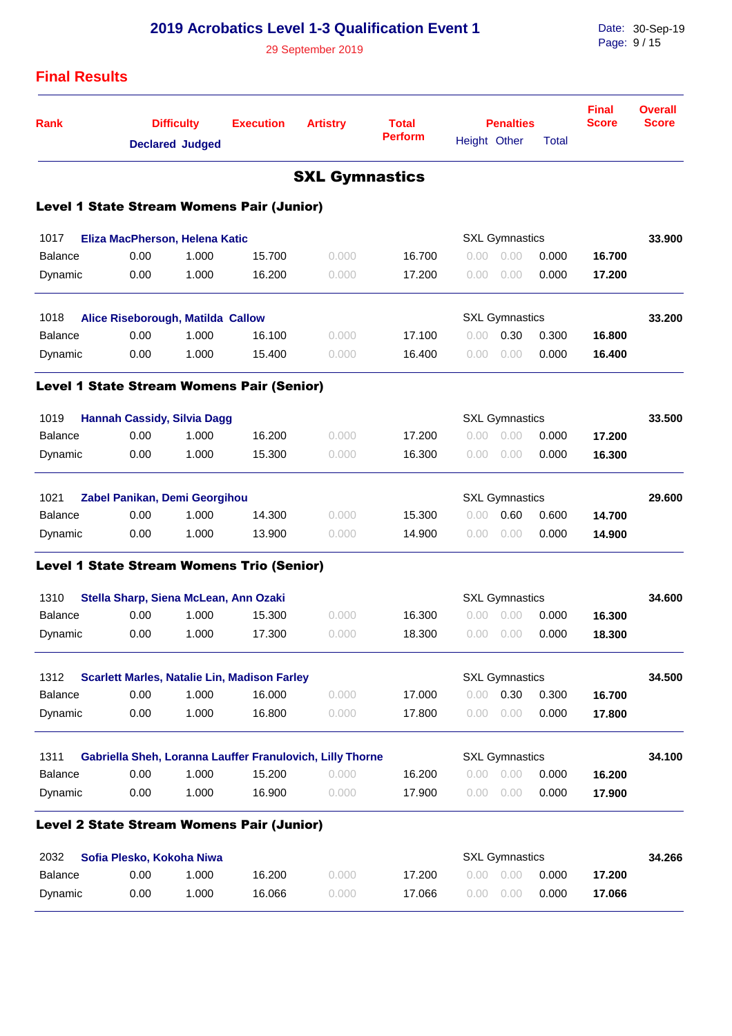# 2019 Acrobatics Level 1-3 Qualification Event 1

29 September 2019

Date: 30-Sep-19

## Final Results

| Rank | Difficulty Declared | Difficulty Judged | Execution | Artistry | Total Perform | Penalties Height | Penalties Other | Penalties Total | Final Score | Overall Score |
|---|---|---|---|---|---|---|---|---|---|---|

## SXL Gymnastics

### Level 1 State Stream Womens Pair (Junior)

| Rank | Declared | Judged | Execution | Artistry | Total Perform | Height | Other | Total | Final Score | Overall Score |
|---|---|---|---|---|---|---|---|---|---|---|
| 1017 | **Eliza MacPherson, Helena Katic** | | | | | SXL Gymnastics | | | | **33.900** |
| Balance | 0.00 | 1.000 | 15.700 | 0.000 | 16.700 | 0.00 | 0.00 | 0.000 | **16.700** | |
| Dynamic | 0.00 | 1.000 | 16.200 | 0.000 | 17.200 | 0.00 | 0.00 | 0.000 | **17.200** | |
| 1018 | **Alice Riseborough, Matilda Callow** | | | | | SXL Gymnastics | | | | **33.200** |
| Balance | 0.00 | 1.000 | 16.100 | 0.000 | 17.100 | 0.00 | 0.30 | 0.300 | **16.800** | |
| Dynamic | 0.00 | 1.000 | 15.400 | 0.000 | 16.400 | 0.00 | 0.00 | 0.000 | **16.400** | |

### Level 1 State Stream Womens Pair (Senior)

| Rank | Declared | Judged | Execution | Artistry | Total Perform | Height | Other | Total | Final Score | Overall Score |
|---|---|---|---|---|---|---|---|---|---|---|
| 1019 | **Hannah Cassidy, Silvia Dagg** | | | | | SXL Gymnastics | | | | **33.500** |
| Balance | 0.00 | 1.000 | 16.200 | 0.000 | 17.200 | 0.00 | 0.00 | 0.000 | **17.200** | |
| Dynamic | 0.00 | 1.000 | 15.300 | 0.000 | 16.300 | 0.00 | 0.00 | 0.000 | **16.300** | |
| 1021 | **Zabel Panikan, Demi Georgihou** | | | | | SXL Gymnastics | | | | **29.600** |
| Balance | 0.00 | 1.000 | 14.300 | 0.000 | 15.300 | 0.00 | 0.60 | 0.600 | **14.700** | |
| Dynamic | 0.00 | 1.000 | 13.900 | 0.000 | 14.900 | 0.00 | 0.00 | 0.000 | **14.900** | |

### Level 1 State Stream Womens Trio (Senior)

| Rank | Declared | Judged | Execution | Artistry | Total Perform | Height | Other | Total | Final Score | Overall Score |
|---|---|---|---|---|---|---|---|---|---|---|
| 1310 | **Stella Sharp, Siena McLean, Ann Ozaki** | | | | | SXL Gymnastics | | | | **34.600** |
| Balance | 0.00 | 1.000 | 15.300 | 0.000 | 16.300 | 0.00 | 0.00 | 0.000 | **16.300** | |
| Dynamic | 0.00 | 1.000 | 17.300 | 0.000 | 18.300 | 0.00 | 0.00 | 0.000 | **18.300** | |
| 1312 | **Scarlett Marles, Natalie Lin, Madison Farley** | | | | | SXL Gymnastics | | | | **34.500** |
| Balance | 0.00 | 1.000 | 16.000 | 0.000 | 17.000 | 0.00 | 0.30 | 0.300 | **16.700** | |
| Dynamic | 0.00 | 1.000 | 16.800 | 0.000 | 17.800 | 0.00 | 0.00 | 0.000 | **17.800** | |
| 1311 | **Gabriella Sheh, Loranna Lauffer Franulovich, Lilly Thorne** | | | | | SXL Gymnastics | | | | **34.100** |
| Balance | 0.00 | 1.000 | 15.200 | 0.000 | 16.200 | 0.00 | 0.00 | 0.000 | **16.200** | |
| Dynamic | 0.00 | 1.000 | 16.900 | 0.000 | 17.900 | 0.00 | 0.00 | 0.000 | **17.900** | |

### Level 2 State Stream Womens Pair (Junior)

| Rank | Declared | Judged | Execution | Artistry | Total Perform | Height | Other | Total | Final Score | Overall Score |
|---|---|---|---|---|---|---|---|---|---|---|
| 2032 | **Sofia Plesko, Kokoha Niwa** | | | | | SXL Gymnastics | | | | **34.266** |
| Balance | 0.00 | 1.000 | 16.200 | 0.000 | 17.200 | 0.00 | 0.00 | 0.000 | **17.200** | |
| Dynamic | 0.00 | 1.000 | 16.066 | 0.000 | 17.066 | 0.00 | 0.00 | 0.000 | **17.066** | |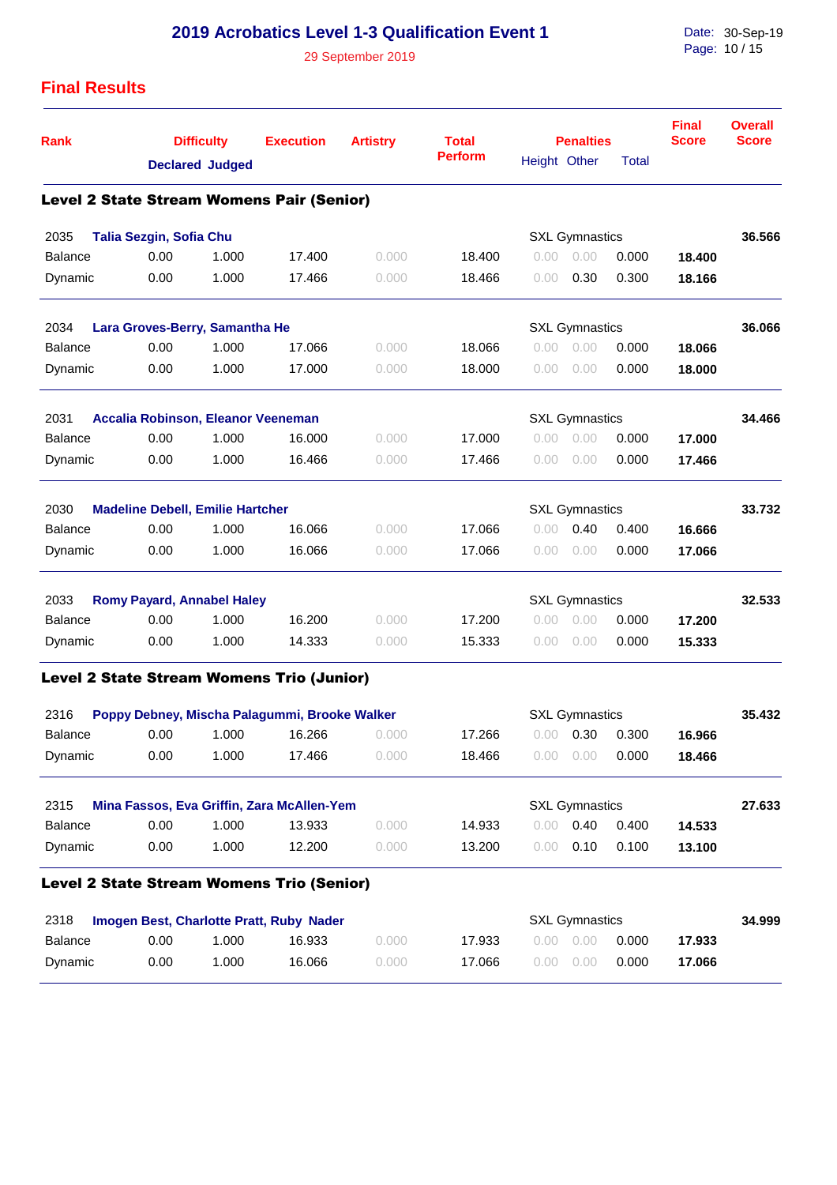# 2019 Acrobatics Level 1-3 Qualification Event 1

29 September 2019

Date: 30-Sep-19

## Final Results

| Rank | Difficulty Declared | Difficulty Judged | Execution | Artistry | Total Perform | Penalties Height | Penalties Other | Penalties Total | Final Score | Overall Score |
|---|---|---|---|---|---|---|---|---|---|---|
| **Level 2 State Stream Womens Pair (Senior)** | | | | | | | | | | |
| 2035 **Talia Sezgin, Sofia Chu** | | | | | | SXL Gymnastics | | | | **36.566** |
| Balance | 0.00 | 1.000 | 17.400 | 0.000 | 18.400 | 0.00 | 0.00 | 0.000 | **18.400** | |
| Dynamic | 0.00 | 1.000 | 17.466 | 0.000 | 18.466 | 0.00 | 0.30 | 0.300 | **18.166** | |
| 2034 **Lara Groves-Berry, Samantha He** | | | | | | SXL Gymnastics | | | | **36.066** |
| Balance | 0.00 | 1.000 | 17.066 | 0.000 | 18.066 | 0.00 | 0.00 | 0.000 | **18.066** | |
| Dynamic | 0.00 | 1.000 | 17.000 | 0.000 | 18.000 | 0.00 | 0.00 | 0.000 | **18.000** | |
| 2031 **Accalia Robinson, Eleanor Veeneman** | | | | | | SXL Gymnastics | | | | **34.466** |
| Balance | 0.00 | 1.000 | 16.000 | 0.000 | 17.000 | 0.00 | 0.00 | 0.000 | **17.000** | |
| Dynamic | 0.00 | 1.000 | 16.466 | 0.000 | 17.466 | 0.00 | 0.00 | 0.000 | **17.466** | |
| 2030 **Madeline Debell, Emilie Hartcher** | | | | | | SXL Gymnastics | | | | **33.732** |
| Balance | 0.00 | 1.000 | 16.066 | 0.000 | 17.066 | 0.00 | 0.40 | 0.400 | **16.666** | |
| Dynamic | 0.00 | 1.000 | 16.066 | 0.000 | 17.066 | 0.00 | 0.00 | 0.000 | **17.066** | |
| 2033 **Romy Payard, Annabel Haley** | | | | | | SXL Gymnastics | | | | **32.533** |
| Balance | 0.00 | 1.000 | 16.200 | 0.000 | 17.200 | 0.00 | 0.00 | 0.000 | **17.200** | |
| Dynamic | 0.00 | 1.000 | 14.333 | 0.000 | 15.333 | 0.00 | 0.00 | 0.000 | **15.333** | |
| **Level 2 State Stream Womens Trio (Junior)** | | | | | | | | | | |
| 2316 **Poppy Debney, Mischa Palagummi, Brooke Walker** | | | | | | SXL Gymnastics | | | | **35.432** |
| Balance | 0.00 | 1.000 | 16.266 | 0.000 | 17.266 | 0.00 | 0.30 | 0.300 | **16.966** | |
| Dynamic | 0.00 | 1.000 | 17.466 | 0.000 | 18.466 | 0.00 | 0.00 | 0.000 | **18.466** | |
| 2315 **Mina Fassos, Eva Griffin, Zara McAllen-Yem** | | | | | | SXL Gymnastics | | | | **27.633** |
| Balance | 0.00 | 1.000 | 13.933 | 0.000 | 14.933 | 0.00 | 0.40 | 0.400 | **14.533** | |
| Dynamic | 0.00 | 1.000 | 12.200 | 0.000 | 13.200 | 0.00 | 0.10 | 0.100 | **13.100** | |
| **Level 2 State Stream Womens Trio (Senior)** | | | | | | | | | | |
| 2318 **Imogen Best, Charlotte Pratt, Ruby Nader** | | | | | | SXL Gymnastics | | | | **34.999** |
| Balance | 0.00 | 1.000 | 16.933 | 0.000 | 17.933 | 0.00 | 0.00 | 0.000 | **17.933** | |
| Dynamic | 0.00 | 1.000 | 16.066 | 0.000 | 17.066 | 0.00 | 0.00 | 0.000 | **17.066** | |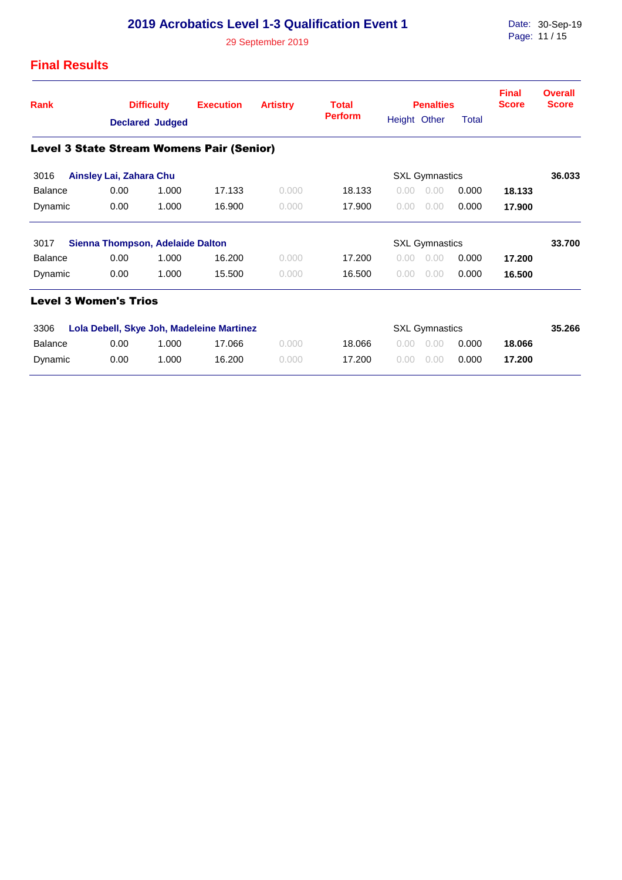# 2019 Acrobatics Level 1-3 Qualification Event 1

29 September 2019

## Final Results

| Rank | Difficulty Declared | Difficulty Judged | Execution | Artistry | Total Perform | Penalties Height | Penalties Other | Penalties Total | Final Score | Overall Score |
|---|---|---|---|---|---|---|---|---|---|---|
| **Level 3 State Stream Womens Pair (Senior)** | | | | | | | | | | |
| 3016 | **Ainsley Lai, Zahara Chu** | | | | | SXL Gymnastics | | | | **36.033** |
| Balance | 0.00 | 1.000 | 17.133 | 0.000 | 18.133 | 0.00 | 0.00 | 0.000 | **18.133** | |
| Dynamic | 0.00 | 1.000 | 16.900 | 0.000 | 17.900 | 0.00 | 0.00 | 0.000 | **17.900** | |
| 3017 | **Sienna Thompson, Adelaide Dalton** | | | | | SXL Gymnastics | | | | **33.700** |
| Balance | 0.00 | 1.000 | 16.200 | 0.000 | 17.200 | 0.00 | 0.00 | 0.000 | **17.200** | |
| Dynamic | 0.00 | 1.000 | 15.500 | 0.000 | 16.500 | 0.00 | 0.00 | 0.000 | **16.500** | |
| **Level 3 Women's Trios** | | | | | | | | | | |
| 3306 | **Lola Debell, Skye Joh, Madeleine Martinez** | | | | | SXL Gymnastics | | | | **35.266** |
| Balance | 0.00 | 1.000 | 17.066 | 0.000 | 18.066 | 0.00 | 0.00 | 0.000 | **18.066** | |
| Dynamic | 0.00 | 1.000 | 16.200 | 0.000 | 17.200 | 0.00 | 0.00 | 0.000 | **17.200** | |